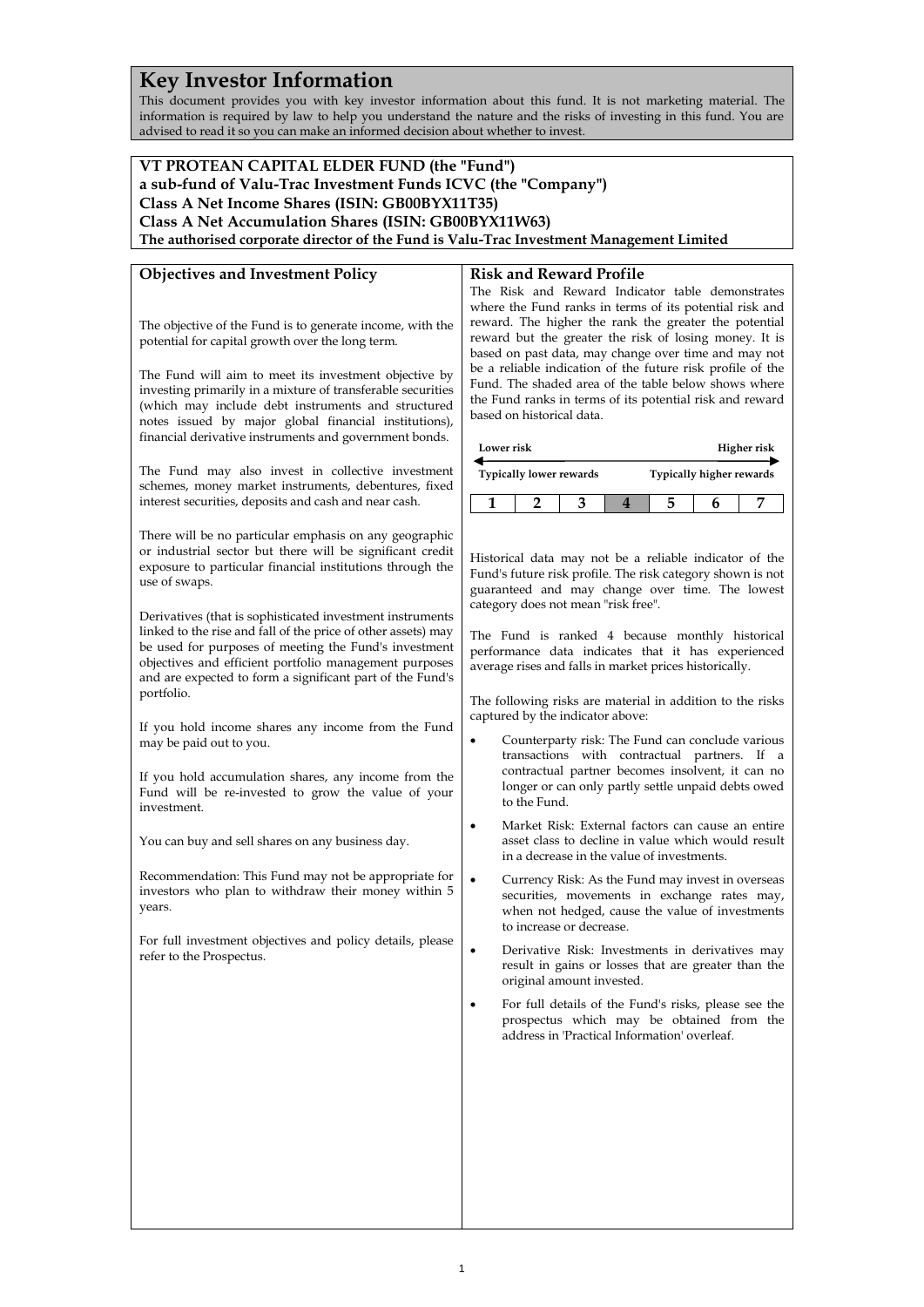# Key Investor Information

This document provides you with key investor information about this fund. It is not marketing material. The information is required by law to help you understand the nature and the risks of investing in this fund. You are advised to read it so you can make an informed decision about whether to invest.

**VT PROTEAN CAPITAL ELDER FUND (the "Fund")**
**a sub-fund of Valu-Trac Investment Funds ICVC (the "Company")**
**Class A Net Income Shares (ISIN: GB00BYX11T35)**
**Class A Net Accumulation Shares (ISIN: GB00BYX11W63)**
**The authorised corporate director of the Fund is Valu-Trac Investment Management Limited**

## Objectives and Investment Policy

The objective of the Fund is to generate income, with the potential for capital growth over the long term.

The Fund will aim to meet its investment objective by investing primarily in a mixture of transferable securities (which may include debt instruments and structured notes issued by major global financial institutions), financial derivative instruments and government bonds.

The Fund may also invest in collective investment schemes, money market instruments, debentures, fixed interest securities, deposits and cash and near cash.

There will be no particular emphasis on any geographic or industrial sector but there will be significant credit exposure to particular financial institutions through the use of swaps.

Derivatives (that is sophisticated investment instruments linked to the rise and fall of the price of other assets) may be used for purposes of meeting the Fund's investment objectives and efficient portfolio management purposes and are expected to form a significant part of the Fund's portfolio.

If you hold income shares any income from the Fund may be paid out to you.

If you hold accumulation shares, any income from the Fund will be re-invested to grow the value of your investment.

You can buy and sell shares on any business day.

Recommendation: This Fund may not be appropriate for investors who plan to withdraw their money within 5 years.

For full investment objectives and policy details, please refer to the Prospectus.

## Risk and Reward Profile

The Risk and Reward Indicator table demonstrates where the Fund ranks in terms of its potential risk and reward. The higher the rank the greater the potential reward but the greater the risk of losing money. It is based on past data, may change over time and may not be a reliable indication of the future risk profile of the Fund. The shaded area of the table below shows where the Fund ranks in terms of its potential risk and reward based on historical data.

**Lower risk** — **Higher risk**

**Typically lower rewards** — **Typically higher rewards**

| 1 | 2 | 3 | **4** | 5 | 6 | 7 |
|---|---|---|---|---|---|---|

Historical data may not be a reliable indicator of the Fund's future risk profile. The risk category shown is not guaranteed and may change over time. The lowest category does not mean "risk free".

The Fund is ranked 4 because monthly historical performance data indicates that it has experienced average rises and falls in market prices historically.

The following risks are material in addition to the risks captured by the indicator above:

- Counterparty risk: The Fund can conclude various transactions with contractual partners. If a contractual partner becomes insolvent, it can no longer or can only partly settle unpaid debts owed to the Fund.
- Market Risk: External factors can cause an entire asset class to decline in value which would result in a decrease in the value of investments.
- Currency Risk: As the Fund may invest in overseas securities, movements in exchange rates may, when not hedged, cause the value of investments to increase or decrease.
- Derivative Risk: Investments in derivatives may result in gains or losses that are greater than the original amount invested.
- For full details of the Fund's risks, please see the prospectus which may be obtained from the address in 'Practical Information' overleaf.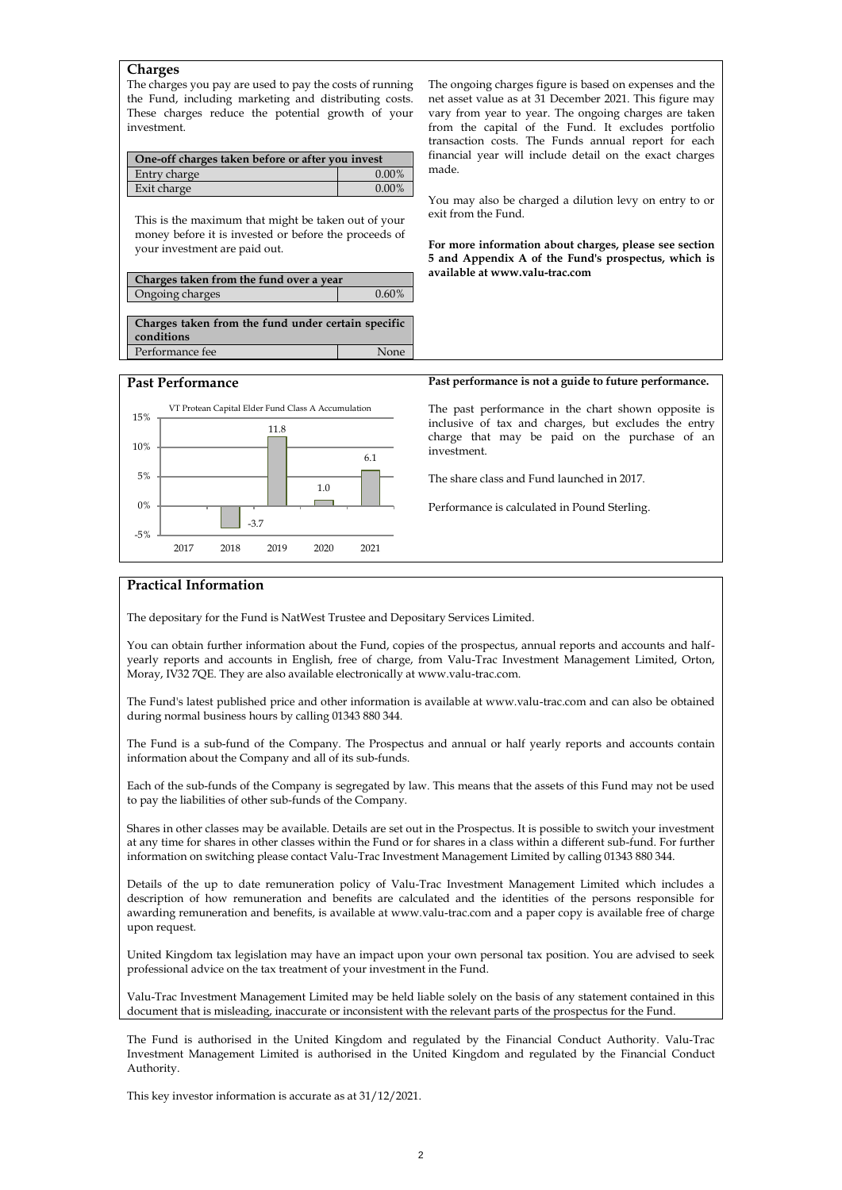## Charges

The charges you pay are used to pay the costs of running the Fund, including marketing and distributing costs. These charges reduce the potential growth of your investment.

| One-off charges taken before or after you invest | |
|---|---|
| Entry charge | 0.00% |
| Exit charge | 0.00% |

This is the maximum that might be taken out of your money before it is invested or before the proceeds of your investment are paid out.

| Charges taken from the fund over a year | |
|---|---|
| Ongoing charges | 0.60% |

| Charges taken from the fund under certain specific conditions | |
|---|---|
| Performance fee | None |

The ongoing charges figure is based on expenses and the net asset value as at 31 December 2021. This figure may vary from year to year. The ongoing charges are taken from the capital of the Fund. It excludes portfolio transaction costs. The Funds annual report for each financial year will include detail on the exact charges made.

You may also be charged a dilution levy on entry to or exit from the Fund.

**For more information about charges, please see section 5 and Appendix A of the Fund's prospectus, which is available at www.valu-trac.com**

## Past Performance

VT Protean Capital Elder Fund Class A Accumulation

15%
10%
5%
0%
-5%

11.8
6.1
1.0
-3.7

2017 2018 2019 2020 2021

**Past performance is not a guide to future performance.**

The past performance in the chart shown opposite is inclusive of tax and charges, but excludes the entry charge that may be paid on the purchase of an investment.

The share class and Fund launched in 2017.

Performance is calculated in Pound Sterling.

## Practical Information

The depositary for the Fund is NatWest Trustee and Depositary Services Limited.

You can obtain further information about the Fund, copies of the prospectus, annual reports and accounts and half-yearly reports and accounts in English, free of charge, from Valu-Trac Investment Management Limited, Orton, Moray, IV32 7QE. They are also available electronically at www.valu-trac.com.

The Fund's latest published price and other information is available at www.valu-trac.com and can also be obtained during normal business hours by calling 01343 880 344.

The Fund is a sub-fund of the Company. The Prospectus and annual or half yearly reports and accounts contain information about the Company and all of its sub-funds.

Each of the sub-funds of the Company is segregated by law. This means that the assets of this Fund may not be used to pay the liabilities of other sub-funds of the Company.

Shares in other classes may be available. Details are set out in the Prospectus. It is possible to switch your investment at any time for shares in other classes within the Fund or for shares in a class within a different sub-fund. For further information on switching please contact Valu-Trac Investment Management Limited by calling 01343 880 344.

Details of the up to date remuneration policy of Valu-Trac Investment Management Limited which includes a description of how remuneration and benefits are calculated and the identities of the persons responsible for awarding remuneration and benefits, is available at www.valu-trac.com and a paper copy is available free of charge upon request.

United Kingdom tax legislation may have an impact upon your own personal tax position. You are advised to seek professional advice on the tax treatment of your investment in the Fund.

Valu-Trac Investment Management Limited may be held liable solely on the basis of any statement contained in this document that is misleading, inaccurate or inconsistent with the relevant parts of the prospectus for the Fund.

The Fund is authorised in the United Kingdom and regulated by the Financial Conduct Authority. Valu-Trac Investment Management Limited is authorised in the United Kingdom and regulated by the Financial Conduct Authority.

This key investor information is accurate as at 31/12/2021.